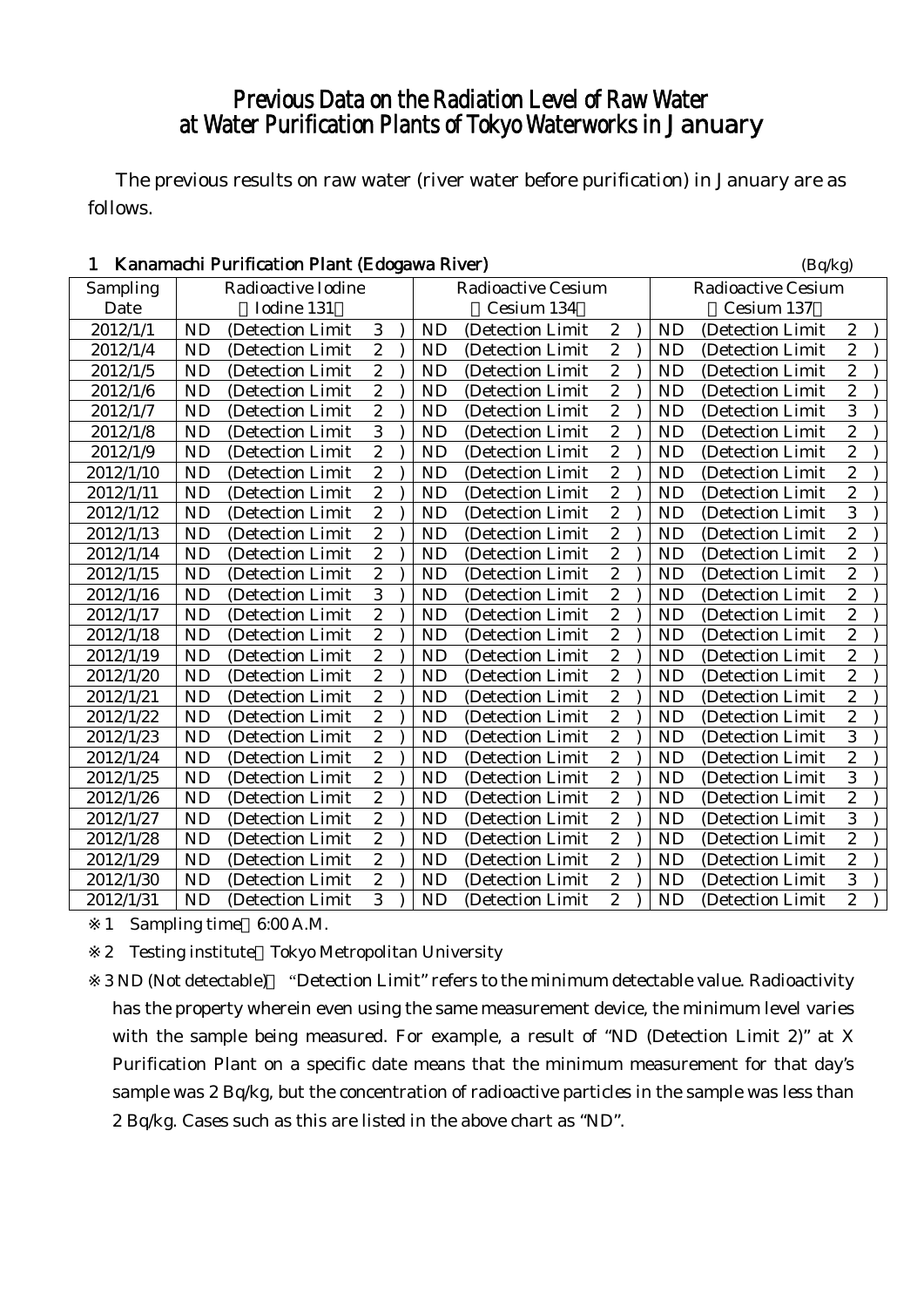# Previous Data on the Radiation Level of Raw Water at Water Purification Plants of Tokyo Waterworks in January

The previous results on raw water (river water before purification) in January are as follows.

## 1 Kanamachi Purification Plant (Edogawa River)

(Bq/kg)

| Sampling Date | Radioactive Iodine (Iodine 131) | Radioactive Cesium (Cesium 134) | Radioactive Cesium (Cesium 137) |
|---|---|---|---|
| 2012/1/1 | ND (Detection Limit 3) | ND (Detection Limit 2) | ND (Detection Limit 2) |
| 2012/1/4 | ND (Detection Limit 2) | ND (Detection Limit 2) | ND (Detection Limit 2) |
| 2012/1/5 | ND (Detection Limit 2) | ND (Detection Limit 2) | ND (Detection Limit 2) |
| 2012/1/6 | ND (Detection Limit 2) | ND (Detection Limit 2) | ND (Detection Limit 2) |
| 2012/1/7 | ND (Detection Limit 2) | ND (Detection Limit 2) | ND (Detection Limit 3) |
| 2012/1/8 | ND (Detection Limit 3) | ND (Detection Limit 2) | ND (Detection Limit 2) |
| 2012/1/9 | ND (Detection Limit 2) | ND (Detection Limit 2) | ND (Detection Limit 2) |
| 2012/1/10 | ND (Detection Limit 2) | ND (Detection Limit 2) | ND (Detection Limit 2) |
| 2012/1/11 | ND (Detection Limit 2) | ND (Detection Limit 2) | ND (Detection Limit 2) |
| 2012/1/12 | ND (Detection Limit 2) | ND (Detection Limit 2) | ND (Detection Limit 3) |
| 2012/1/13 | ND (Detection Limit 2) | ND (Detection Limit 2) | ND (Detection Limit 2) |
| 2012/1/14 | ND (Detection Limit 2) | ND (Detection Limit 2) | ND (Detection Limit 2) |
| 2012/1/15 | ND (Detection Limit 2) | ND (Detection Limit 2) | ND (Detection Limit 2) |
| 2012/1/16 | ND (Detection Limit 3) | ND (Detection Limit 2) | ND (Detection Limit 2) |
| 2012/1/17 | ND (Detection Limit 2) | ND (Detection Limit 2) | ND (Detection Limit 2) |
| 2012/1/18 | ND (Detection Limit 2) | ND (Detection Limit 2) | ND (Detection Limit 2) |
| 2012/1/19 | ND (Detection Limit 2) | ND (Detection Limit 2) | ND (Detection Limit 2) |
| 2012/1/20 | ND (Detection Limit 2) | ND (Detection Limit 2) | ND (Detection Limit 2) |
| 2012/1/21 | ND (Detection Limit 2) | ND (Detection Limit 2) | ND (Detection Limit 2) |
| 2012/1/22 | ND (Detection Limit 2) | ND (Detection Limit 2) | ND (Detection Limit 2) |
| 2012/1/23 | ND (Detection Limit 2) | ND (Detection Limit 2) | ND (Detection Limit 3) |
| 2012/1/24 | ND (Detection Limit 2) | ND (Detection Limit 2) | ND (Detection Limit 2) |
| 2012/1/25 | ND (Detection Limit 2) | ND (Detection Limit 2) | ND (Detection Limit 3) |
| 2012/1/26 | ND (Detection Limit 2) | ND (Detection Limit 2) | ND (Detection Limit 2) |
| 2012/1/27 | ND (Detection Limit 2) | ND (Detection Limit 2) | ND (Detection Limit 3) |
| 2012/1/28 | ND (Detection Limit 2) | ND (Detection Limit 2) | ND (Detection Limit 2) |
| 2012/1/29 | ND (Detection Limit 2) | ND (Detection Limit 2) | ND (Detection Limit 2) |
| 2012/1/30 | ND (Detection Limit 2) | ND (Detection Limit 2) | ND (Detection Limit 3) |
| 2012/1/31 | ND (Detection Limit 3) | ND (Detection Limit 2) | ND (Detection Limit 2) |

※1 Sampling time 6:00 A.M.

※2 Testing institute Tokyo Metropolitan University

※3 ND (Not detectable) "Detection Limit" refers to the minimum detectable value. Radioactivity has the property wherein even using the same measurement device, the minimum level varies with the sample being measured. For example, a result of "ND (Detection Limit 2)" at X Purification Plant on a specific date means that the minimum measurement for that day's sample was 2 Bq/kg, but the concentration of radioactive particles in the sample was less than 2 Bq/kg. Cases such as this are listed in the above chart as "ND".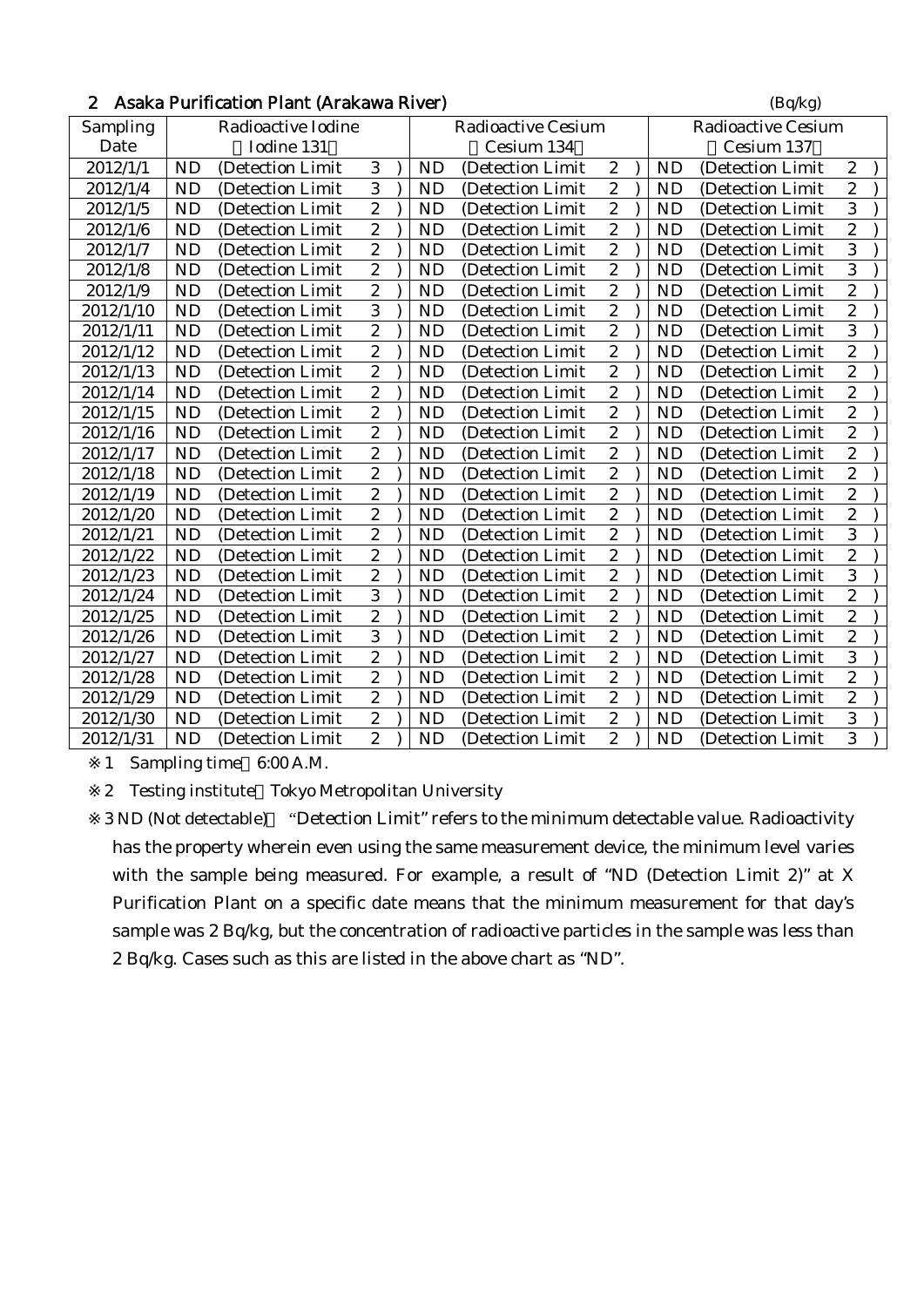## 2 Asaka Purification Plant (Arakawa River)

(Bq/kg)

| Sampling Date | Radioactive Iodine (Iodine 131) | Radioactive Cesium (Cesium 134) | Radioactive Cesium (Cesium 137) |
|---|---|---|---|
| 2012/1/1 | ND (Detection Limit 3) | ND (Detection Limit 2) | ND (Detection Limit 2) |
| 2012/1/4 | ND (Detection Limit 3) | ND (Detection Limit 2) | ND (Detection Limit 2) |
| 2012/1/5 | ND (Detection Limit 2) | ND (Detection Limit 2) | ND (Detection Limit 3) |
| 2012/1/6 | ND (Detection Limit 2) | ND (Detection Limit 2) | ND (Detection Limit 2) |
| 2012/1/7 | ND (Detection Limit 2) | ND (Detection Limit 2) | ND (Detection Limit 3) |
| 2012/1/8 | ND (Detection Limit 2) | ND (Detection Limit 2) | ND (Detection Limit 3) |
| 2012/1/9 | ND (Detection Limit 2) | ND (Detection Limit 2) | ND (Detection Limit 2) |
| 2012/1/10 | ND (Detection Limit 3) | ND (Detection Limit 2) | ND (Detection Limit 2) |
| 2012/1/11 | ND (Detection Limit 2) | ND (Detection Limit 2) | ND (Detection Limit 3) |
| 2012/1/12 | ND (Detection Limit 2) | ND (Detection Limit 2) | ND (Detection Limit 2) |
| 2012/1/13 | ND (Detection Limit 2) | ND (Detection Limit 2) | ND (Detection Limit 2) |
| 2012/1/14 | ND (Detection Limit 2) | ND (Detection Limit 2) | ND (Detection Limit 2) |
| 2012/1/15 | ND (Detection Limit 2) | ND (Detection Limit 2) | ND (Detection Limit 2) |
| 2012/1/16 | ND (Detection Limit 2) | ND (Detection Limit 2) | ND (Detection Limit 2) |
| 2012/1/17 | ND (Detection Limit 2) | ND (Detection Limit 2) | ND (Detection Limit 2) |
| 2012/1/18 | ND (Detection Limit 2) | ND (Detection Limit 2) | ND (Detection Limit 2) |
| 2012/1/19 | ND (Detection Limit 2) | ND (Detection Limit 2) | ND (Detection Limit 2) |
| 2012/1/20 | ND (Detection Limit 2) | ND (Detection Limit 2) | ND (Detection Limit 2) |
| 2012/1/21 | ND (Detection Limit 2) | ND (Detection Limit 2) | ND (Detection Limit 3) |
| 2012/1/22 | ND (Detection Limit 2) | ND (Detection Limit 2) | ND (Detection Limit 2) |
| 2012/1/23 | ND (Detection Limit 2) | ND (Detection Limit 2) | ND (Detection Limit 3) |
| 2012/1/24 | ND (Detection Limit 3) | ND (Detection Limit 2) | ND (Detection Limit 2) |
| 2012/1/25 | ND (Detection Limit 2) | ND (Detection Limit 2) | ND (Detection Limit 2) |
| 2012/1/26 | ND (Detection Limit 3) | ND (Detection Limit 2) | ND (Detection Limit 2) |
| 2012/1/27 | ND (Detection Limit 2) | ND (Detection Limit 2) | ND (Detection Limit 3) |
| 2012/1/28 | ND (Detection Limit 2) | ND (Detection Limit 2) | ND (Detection Limit 2) |
| 2012/1/29 | ND (Detection Limit 2) | ND (Detection Limit 2) | ND (Detection Limit 2) |
| 2012/1/30 | ND (Detection Limit 2) | ND (Detection Limit 2) | ND (Detection Limit 3) |
| 2012/1/31 | ND (Detection Limit 2) | ND (Detection Limit 2) | ND (Detection Limit 3) |

※1 Sampling time 6:00 A.M.

※2 Testing institute Tokyo Metropolitan University

※3 ND (Not detectable) "Detection Limit" refers to the minimum detectable value. Radioactivity has the property wherein even using the same measurement device, the minimum level varies with the sample being measured. For example, a result of "ND (Detection Limit 2)" at X Purification Plant on a specific date means that the minimum measurement for that day's sample was 2 Bq/kg, but the concentration of radioactive particles in the sample was less than 2 Bq/kg. Cases such as this are listed in the above chart as "ND".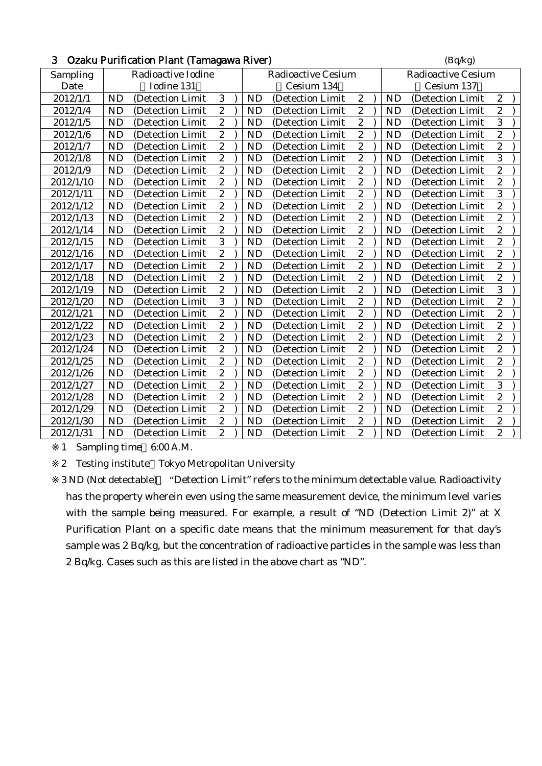## 3 Ozaku Purification Plant (Tamagawa River)

(Bq/kg)

| Sampling Date | Radioactive Iodine (Iodine 131) | Radioactive Cesium (Cesium 134) | Radioactive Cesium (Cesium 137) |
|---|---|---|---|
| 2012/1/1 | ND (Detection Limit 3 ) | ND (Detection Limit 2 ) | ND (Detection Limit 2 ) |
| 2012/1/4 | ND (Detection Limit 2 ) | ND (Detection Limit 2 ) | ND (Detection Limit 2 ) |
| 2012/1/5 | ND (Detection Limit 2 ) | ND (Detection Limit 2 ) | ND (Detection Limit 3 ) |
| 2012/1/6 | ND (Detection Limit 2 ) | ND (Detection Limit 2 ) | ND (Detection Limit 2 ) |
| 2012/1/7 | ND (Detection Limit 2 ) | ND (Detection Limit 2 ) | ND (Detection Limit 2 ) |
| 2012/1/8 | ND (Detection Limit 2 ) | ND (Detection Limit 2 ) | ND (Detection Limit 3 ) |
| 2012/1/9 | ND (Detection Limit 2 ) | ND (Detection Limit 2 ) | ND (Detection Limit 2 ) |
| 2012/1/10 | ND (Detection Limit 2 ) | ND (Detection Limit 2 ) | ND (Detection Limit 2 ) |
| 2012/1/11 | ND (Detection Limit 2 ) | ND (Detection Limit 2 ) | ND (Detection Limit 3 ) |
| 2012/1/12 | ND (Detection Limit 2 ) | ND (Detection Limit 2 ) | ND (Detection Limit 2 ) |
| 2012/1/13 | ND (Detection Limit 2 ) | ND (Detection Limit 2 ) | ND (Detection Limit 2 ) |
| 2012/1/14 | ND (Detection Limit 2 ) | ND (Detection Limit 2 ) | ND (Detection Limit 2 ) |
| 2012/1/15 | ND (Detection Limit 3 ) | ND (Detection Limit 2 ) | ND (Detection Limit 2 ) |
| 2012/1/16 | ND (Detection Limit 2 ) | ND (Detection Limit 2 ) | ND (Detection Limit 2 ) |
| 2012/1/17 | ND (Detection Limit 2 ) | ND (Detection Limit 2 ) | ND (Detection Limit 2 ) |
| 2012/1/18 | ND (Detection Limit 2 ) | ND (Detection Limit 2 ) | ND (Detection Limit 2 ) |
| 2012/1/19 | ND (Detection Limit 2 ) | ND (Detection Limit 2 ) | ND (Detection Limit 3 ) |
| 2012/1/20 | ND (Detection Limit 3 ) | ND (Detection Limit 2 ) | ND (Detection Limit 2 ) |
| 2012/1/21 | ND (Detection Limit 2 ) | ND (Detection Limit 2 ) | ND (Detection Limit 2 ) |
| 2012/1/22 | ND (Detection Limit 2 ) | ND (Detection Limit 2 ) | ND (Detection Limit 2 ) |
| 2012/1/23 | ND (Detection Limit 2 ) | ND (Detection Limit 2 ) | ND (Detection Limit 2 ) |
| 2012/1/24 | ND (Detection Limit 2 ) | ND (Detection Limit 2 ) | ND (Detection Limit 2 ) |
| 2012/1/25 | ND (Detection Limit 2 ) | ND (Detection Limit 2 ) | ND (Detection Limit 2 ) |
| 2012/1/26 | ND (Detection Limit 2 ) | ND (Detection Limit 2 ) | ND (Detection Limit 2 ) |
| 2012/1/27 | ND (Detection Limit 2 ) | ND (Detection Limit 2 ) | ND (Detection Limit 3 ) |
| 2012/1/28 | ND (Detection Limit 2 ) | ND (Detection Limit 2 ) | ND (Detection Limit 2 ) |
| 2012/1/29 | ND (Detection Limit 2 ) | ND (Detection Limit 2 ) | ND (Detection Limit 2 ) |
| 2012/1/30 | ND (Detection Limit 2 ) | ND (Detection Limit 2 ) | ND (Detection Limit 2 ) |
| 2012/1/31 | ND (Detection Limit 2 ) | ND (Detection Limit 2 ) | ND (Detection Limit 2 ) |

※1 Sampling time 6:00 A.M.

※2 Testing institute Tokyo Metropolitan University

※3 ND (Not detectable) "Detection Limit" refers to the minimum detectable value. Radioactivity has the property wherein even using the same measurement device, the minimum level varies with the sample being measured. For example, a result of "ND (Detection Limit 2)" at X Purification Plant on a specific date means that the minimum measurement for that day's sample was 2 Bq/kg, but the concentration of radioactive particles in the sample was less than 2 Bq/kg. Cases such as this are listed in the above chart as "ND".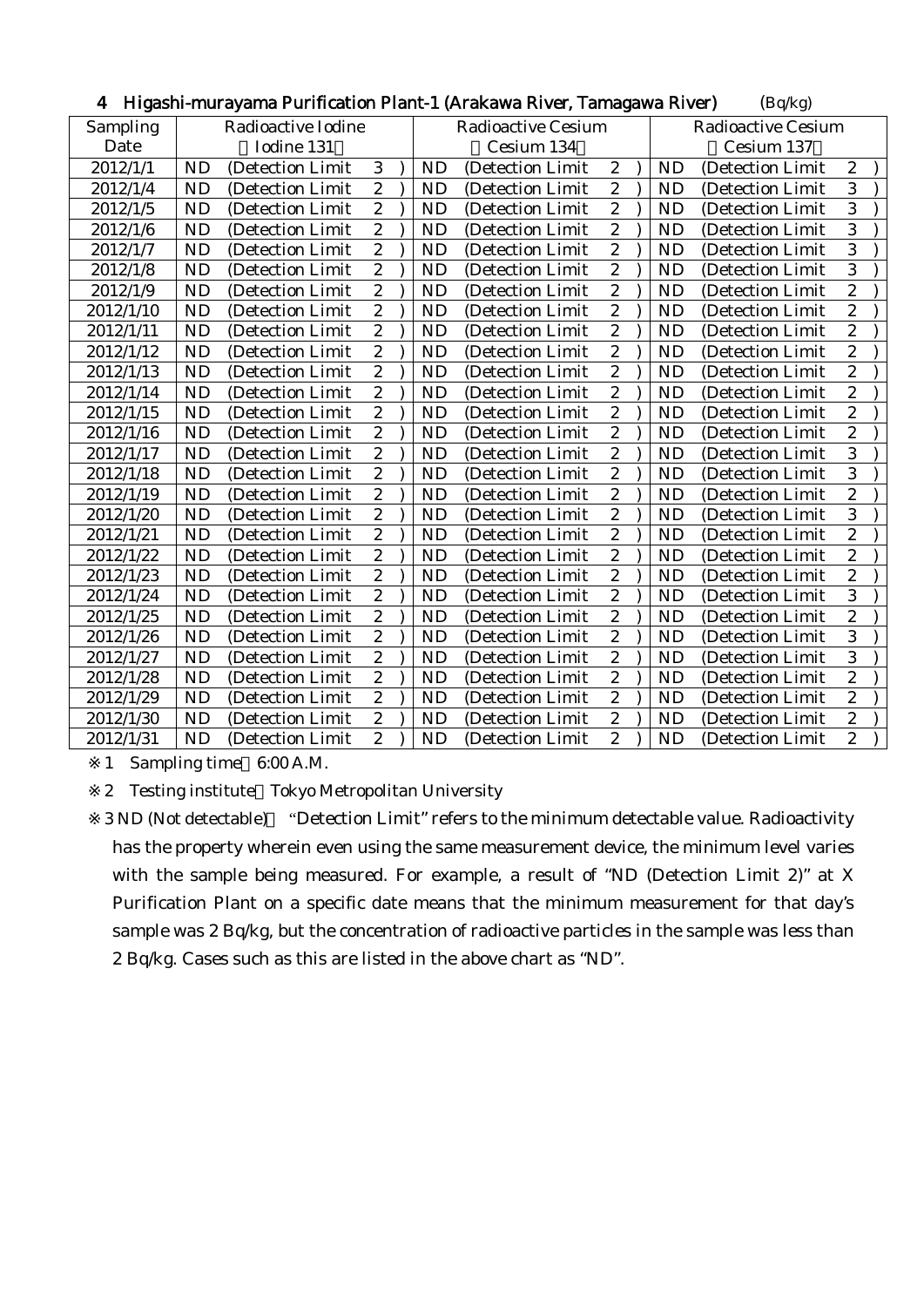## 4 Higashi-murayama Purification Plant-1 (Arakawa River, Tamagawa River) (Bq/kg)

| Sampling Date | Radioactive Iodine (Iodine 131) | Radioactive Cesium (Cesium 134) | Radioactive Cesium (Cesium 137) |
|---|---|---|---|
| 2012/1/1 | ND (Detection Limit 3 ) | ND (Detection Limit 2 ) | ND (Detection Limit 2 ) |
| 2012/1/4 | ND (Detection Limit 2 ) | ND (Detection Limit 2 ) | ND (Detection Limit 3 ) |
| 2012/1/5 | ND (Detection Limit 2 ) | ND (Detection Limit 2 ) | ND (Detection Limit 3 ) |
| 2012/1/6 | ND (Detection Limit 2 ) | ND (Detection Limit 2 ) | ND (Detection Limit 3 ) |
| 2012/1/7 | ND (Detection Limit 2 ) | ND (Detection Limit 2 ) | ND (Detection Limit 3 ) |
| 2012/1/8 | ND (Detection Limit 2 ) | ND (Detection Limit 2 ) | ND (Detection Limit 3 ) |
| 2012/1/9 | ND (Detection Limit 2 ) | ND (Detection Limit 2 ) | ND (Detection Limit 2 ) |
| 2012/1/10 | ND (Detection Limit 2 ) | ND (Detection Limit 2 ) | ND (Detection Limit 2 ) |
| 2012/1/11 | ND (Detection Limit 2 ) | ND (Detection Limit 2 ) | ND (Detection Limit 2 ) |
| 2012/1/12 | ND (Detection Limit 2 ) | ND (Detection Limit 2 ) | ND (Detection Limit 2 ) |
| 2012/1/13 | ND (Detection Limit 2 ) | ND (Detection Limit 2 ) | ND (Detection Limit 2 ) |
| 2012/1/14 | ND (Detection Limit 2 ) | ND (Detection Limit 2 ) | ND (Detection Limit 2 ) |
| 2012/1/15 | ND (Detection Limit 2 ) | ND (Detection Limit 2 ) | ND (Detection Limit 2 ) |
| 2012/1/16 | ND (Detection Limit 2 ) | ND (Detection Limit 2 ) | ND (Detection Limit 2 ) |
| 2012/1/17 | ND (Detection Limit 2 ) | ND (Detection Limit 2 ) | ND (Detection Limit 3 ) |
| 2012/1/18 | ND (Detection Limit 2 ) | ND (Detection Limit 2 ) | ND (Detection Limit 3 ) |
| 2012/1/19 | ND (Detection Limit 2 ) | ND (Detection Limit 2 ) | ND (Detection Limit 2 ) |
| 2012/1/20 | ND (Detection Limit 2 ) | ND (Detection Limit 2 ) | ND (Detection Limit 3 ) |
| 2012/1/21 | ND (Detection Limit 2 ) | ND (Detection Limit 2 ) | ND (Detection Limit 2 ) |
| 2012/1/22 | ND (Detection Limit 2 ) | ND (Detection Limit 2 ) | ND (Detection Limit 2 ) |
| 2012/1/23 | ND (Detection Limit 2 ) | ND (Detection Limit 2 ) | ND (Detection Limit 2 ) |
| 2012/1/24 | ND (Detection Limit 2 ) | ND (Detection Limit 2 ) | ND (Detection Limit 3 ) |
| 2012/1/25 | ND (Detection Limit 2 ) | ND (Detection Limit 2 ) | ND (Detection Limit 2 ) |
| 2012/1/26 | ND (Detection Limit 2 ) | ND (Detection Limit 2 ) | ND (Detection Limit 3 ) |
| 2012/1/27 | ND (Detection Limit 2 ) | ND (Detection Limit 2 ) | ND (Detection Limit 3 ) |
| 2012/1/28 | ND (Detection Limit 2 ) | ND (Detection Limit 2 ) | ND (Detection Limit 2 ) |
| 2012/1/29 | ND (Detection Limit 2 ) | ND (Detection Limit 2 ) | ND (Detection Limit 2 ) |
| 2012/1/30 | ND (Detection Limit 2 ) | ND (Detection Limit 2 ) | ND (Detection Limit 2 ) |
| 2012/1/31 | ND (Detection Limit 2 ) | ND (Detection Limit 2 ) | ND (Detection Limit 2 ) |

※1 Sampling time 6:00 A.M.

※2 Testing institute Tokyo Metropolitan University

※3 ND (Not detectable) "Detection Limit" refers to the minimum detectable value. Radioactivity has the property wherein even using the same measurement device, the minimum level varies with the sample being measured. For example, a result of "ND (Detection Limit 2)" at X Purification Plant on a specific date means that the minimum measurement for that day's sample was 2 Bq/kg, but the concentration of radioactive particles in the sample was less than 2 Bq/kg. Cases such as this are listed in the above chart as "ND".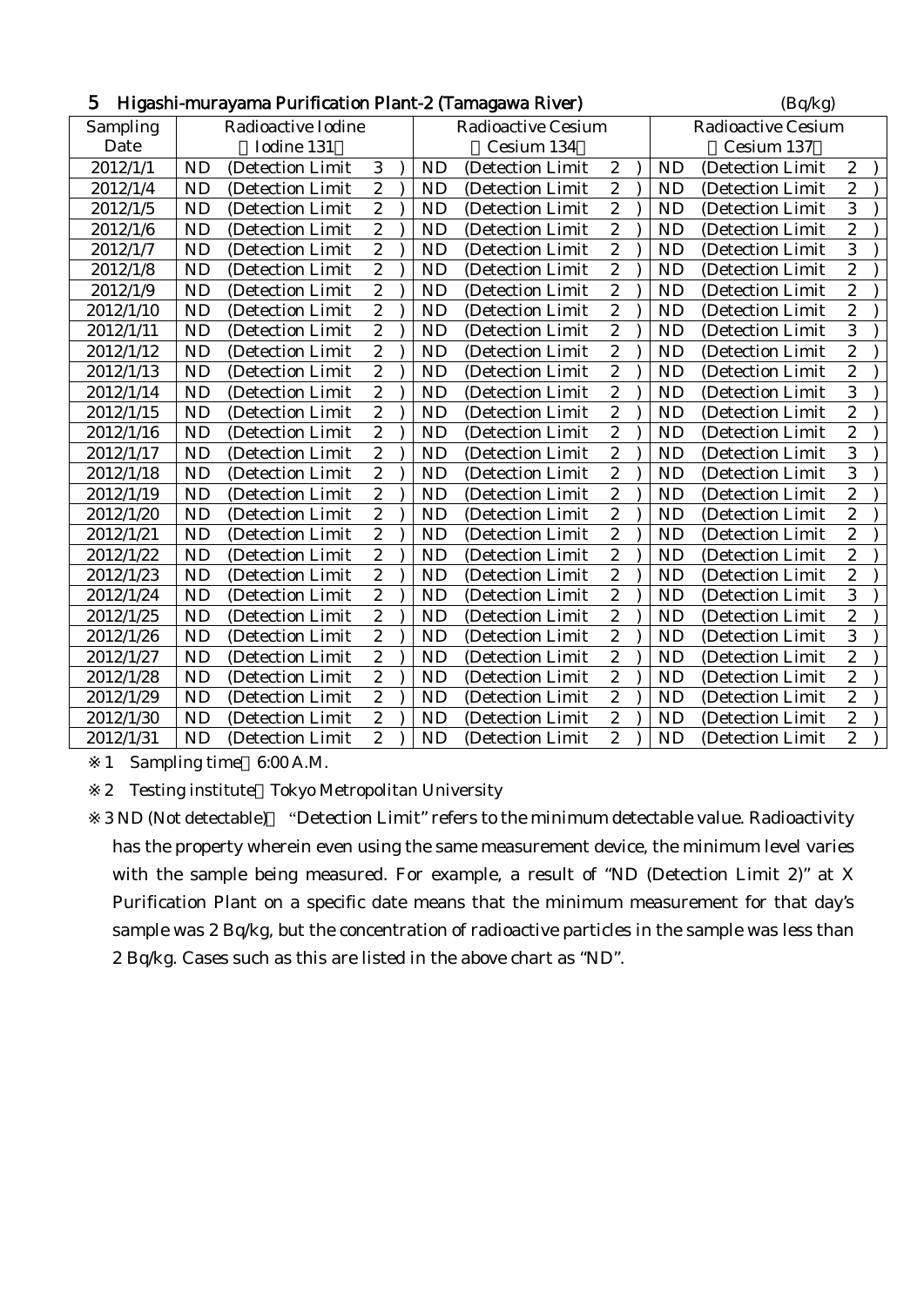## 5 Higashi-murayama Purification Plant-2 (Tamagawa River)

(Bq/kg)

| Sampling Date | Radioactive Iodine (Iodine 131) | Radioactive Cesium (Cesium 134) | Radioactive Cesium (Cesium 137) |
|---|---|---|---|
| 2012/1/1 | ND (Detection Limit 3) | ND (Detection Limit 2) | ND (Detection Limit 2) |
| 2012/1/4 | ND (Detection Limit 2) | ND (Detection Limit 2) | ND (Detection Limit 2) |
| 2012/1/5 | ND (Detection Limit 2) | ND (Detection Limit 2) | ND (Detection Limit 3) |
| 2012/1/6 | ND (Detection Limit 2) | ND (Detection Limit 2) | ND (Detection Limit 2) |
| 2012/1/7 | ND (Detection Limit 2) | ND (Detection Limit 2) | ND (Detection Limit 3) |
| 2012/1/8 | ND (Detection Limit 2) | ND (Detection Limit 2) | ND (Detection Limit 2) |
| 2012/1/9 | ND (Detection Limit 2) | ND (Detection Limit 2) | ND (Detection Limit 2) |
| 2012/1/10 | ND (Detection Limit 2) | ND (Detection Limit 2) | ND (Detection Limit 2) |
| 2012/1/11 | ND (Detection Limit 2) | ND (Detection Limit 2) | ND (Detection Limit 3) |
| 2012/1/12 | ND (Detection Limit 2) | ND (Detection Limit 2) | ND (Detection Limit 2) |
| 2012/1/13 | ND (Detection Limit 2) | ND (Detection Limit 2) | ND (Detection Limit 2) |
| 2012/1/14 | ND (Detection Limit 2) | ND (Detection Limit 2) | ND (Detection Limit 3) |
| 2012/1/15 | ND (Detection Limit 2) | ND (Detection Limit 2) | ND (Detection Limit 2) |
| 2012/1/16 | ND (Detection Limit 2) | ND (Detection Limit 2) | ND (Detection Limit 2) |
| 2012/1/17 | ND (Detection Limit 2) | ND (Detection Limit 2) | ND (Detection Limit 3) |
| 2012/1/18 | ND (Detection Limit 2) | ND (Detection Limit 2) | ND (Detection Limit 3) |
| 2012/1/19 | ND (Detection Limit 2) | ND (Detection Limit 2) | ND (Detection Limit 2) |
| 2012/1/20 | ND (Detection Limit 2) | ND (Detection Limit 2) | ND (Detection Limit 2) |
| 2012/1/21 | ND (Detection Limit 2) | ND (Detection Limit 2) | ND (Detection Limit 2) |
| 2012/1/22 | ND (Detection Limit 2) | ND (Detection Limit 2) | ND (Detection Limit 2) |
| 2012/1/23 | ND (Detection Limit 2) | ND (Detection Limit 2) | ND (Detection Limit 2) |
| 2012/1/24 | ND (Detection Limit 2) | ND (Detection Limit 2) | ND (Detection Limit 3) |
| 2012/1/25 | ND (Detection Limit 2) | ND (Detection Limit 2) | ND (Detection Limit 2) |
| 2012/1/26 | ND (Detection Limit 2) | ND (Detection Limit 2) | ND (Detection Limit 3) |
| 2012/1/27 | ND (Detection Limit 2) | ND (Detection Limit 2) | ND (Detection Limit 2) |
| 2012/1/28 | ND (Detection Limit 2) | ND (Detection Limit 2) | ND (Detection Limit 2) |
| 2012/1/29 | ND (Detection Limit 2) | ND (Detection Limit 2) | ND (Detection Limit 2) |
| 2012/1/30 | ND (Detection Limit 2) | ND (Detection Limit 2) | ND (Detection Limit 2) |
| 2012/1/31 | ND (Detection Limit 2) | ND (Detection Limit 2) | ND (Detection Limit 2) |

※1 Sampling time 6:00 A.M.

※2 Testing institute Tokyo Metropolitan University

※3 ND (Not detectable) "Detection Limit" refers to the minimum detectable value. Radioactivity has the property wherein even using the same measurement device, the minimum level varies with the sample being measured. For example, a result of "ND (Detection Limit 2)" at X Purification Plant on a specific date means that the minimum measurement for that day's sample was 2 Bq/kg, but the concentration of radioactive particles in the sample was less than 2 Bq/kg. Cases such as this are listed in the above chart as "ND".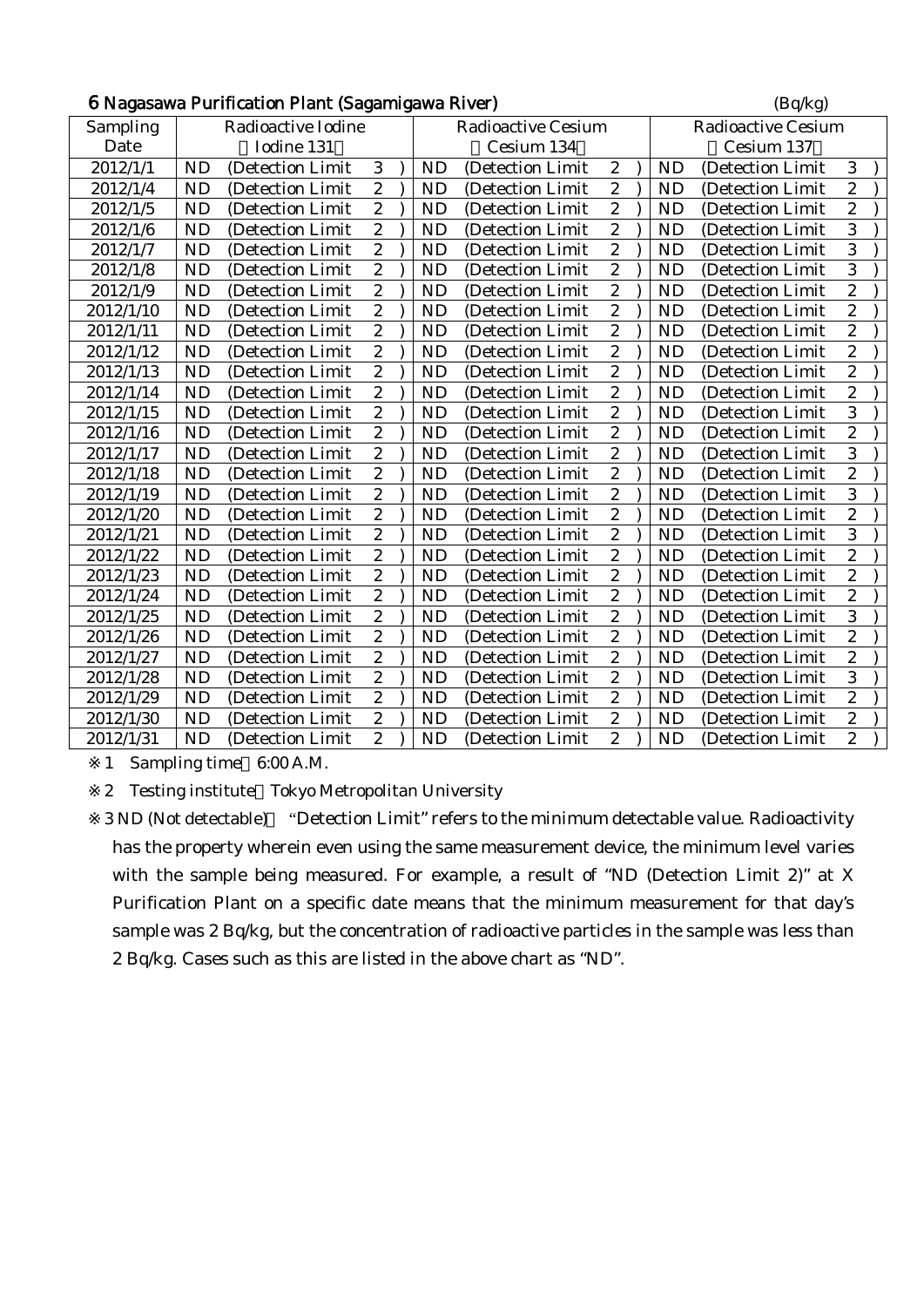6 Nagasawa Purification Plant (Sagamigawa River) (Bq/kg)

| Sampling Date | Radioactive Iodine (Iodine 131) | Radioactive Cesium (Cesium 134) | Radioactive Cesium (Cesium 137) |
|---|---|---|---|
| 2012/1/1 | ND (Detection Limit 3) | ND (Detection Limit 2) | ND (Detection Limit 3) |
| 2012/1/4 | ND (Detection Limit 2) | ND (Detection Limit 2) | ND (Detection Limit 2) |
| 2012/1/5 | ND (Detection Limit 2) | ND (Detection Limit 2) | ND (Detection Limit 2) |
| 2012/1/6 | ND (Detection Limit 2) | ND (Detection Limit 2) | ND (Detection Limit 3) |
| 2012/1/7 | ND (Detection Limit 2) | ND (Detection Limit 2) | ND (Detection Limit 3) |
| 2012/1/8 | ND (Detection Limit 2) | ND (Detection Limit 2) | ND (Detection Limit 3) |
| 2012/1/9 | ND (Detection Limit 2) | ND (Detection Limit 2) | ND (Detection Limit 2) |
| 2012/1/10 | ND (Detection Limit 2) | ND (Detection Limit 2) | ND (Detection Limit 2) |
| 2012/1/11 | ND (Detection Limit 2) | ND (Detection Limit 2) | ND (Detection Limit 2) |
| 2012/1/12 | ND (Detection Limit 2) | ND (Detection Limit 2) | ND (Detection Limit 2) |
| 2012/1/13 | ND (Detection Limit 2) | ND (Detection Limit 2) | ND (Detection Limit 2) |
| 2012/1/14 | ND (Detection Limit 2) | ND (Detection Limit 2) | ND (Detection Limit 2) |
| 2012/1/15 | ND (Detection Limit 2) | ND (Detection Limit 2) | ND (Detection Limit 3) |
| 2012/1/16 | ND (Detection Limit 2) | ND (Detection Limit 2) | ND (Detection Limit 2) |
| 2012/1/17 | ND (Detection Limit 2) | ND (Detection Limit 2) | ND (Detection Limit 3) |
| 2012/1/18 | ND (Detection Limit 2) | ND (Detection Limit 2) | ND (Detection Limit 2) |
| 2012/1/19 | ND (Detection Limit 2) | ND (Detection Limit 2) | ND (Detection Limit 3) |
| 2012/1/20 | ND (Detection Limit 2) | ND (Detection Limit 2) | ND (Detection Limit 2) |
| 2012/1/21 | ND (Detection Limit 2) | ND (Detection Limit 2) | ND (Detection Limit 3) |
| 2012/1/22 | ND (Detection Limit 2) | ND (Detection Limit 2) | ND (Detection Limit 2) |
| 2012/1/23 | ND (Detection Limit 2) | ND (Detection Limit 2) | ND (Detection Limit 2) |
| 2012/1/24 | ND (Detection Limit 2) | ND (Detection Limit 2) | ND (Detection Limit 2) |
| 2012/1/25 | ND (Detection Limit 2) | ND (Detection Limit 2) | ND (Detection Limit 3) |
| 2012/1/26 | ND (Detection Limit 2) | ND (Detection Limit 2) | ND (Detection Limit 2) |
| 2012/1/27 | ND (Detection Limit 2) | ND (Detection Limit 2) | ND (Detection Limit 2) |
| 2012/1/28 | ND (Detection Limit 2) | ND (Detection Limit 2) | ND (Detection Limit 3) |
| 2012/1/29 | ND (Detection Limit 2) | ND (Detection Limit 2) | ND (Detection Limit 2) |
| 2012/1/30 | ND (Detection Limit 2) | ND (Detection Limit 2) | ND (Detection Limit 2) |
| 2012/1/31 | ND (Detection Limit 2) | ND (Detection Limit 2) | ND (Detection Limit 2) |

※1 Sampling time 6:00 A.M.

※2 Testing institute Tokyo Metropolitan University

※3 ND (Not detectable) "Detection Limit" refers to the minimum detectable value. Radioactivity has the property wherein even using the same measurement device, the minimum level varies with the sample being measured. For example, a result of "ND (Detection Limit 2)" at X Purification Plant on a specific date means that the minimum measurement for that day's sample was 2 Bq/kg, but the concentration of radioactive particles in the sample was less than 2 Bq/kg. Cases such as this are listed in the above chart as "ND".